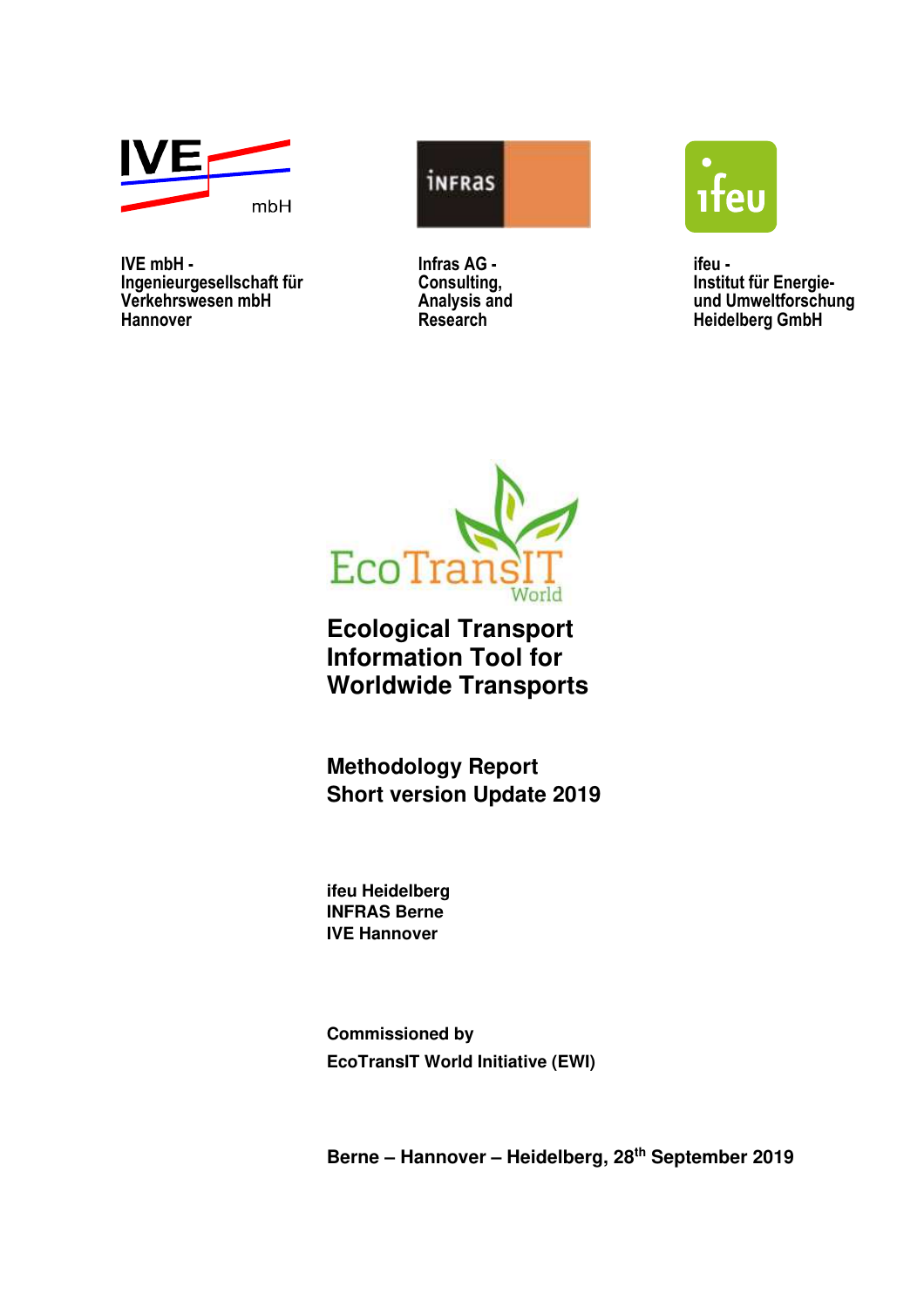IVE mbH -
Ingenieurgesellschaft für
Verkehrswesen mbH
Hannover

Infras AG -
Consulting,
Analysis and
Research

ifeu -
Institut für Energie-
und Umweltforschung
Heidelberg GmbH

# Ecological Transport Information Tool for Worldwide Transports

## Methodology Report
## Short version Update 2019

**ifeu Heidelberg**
**INFRAS Berne**
**IVE Hannover**

**Commissioned by**
**EcoTransIT World Initiative (EWI)**

**Berne – Hannover – Heidelberg, 28th September 2019**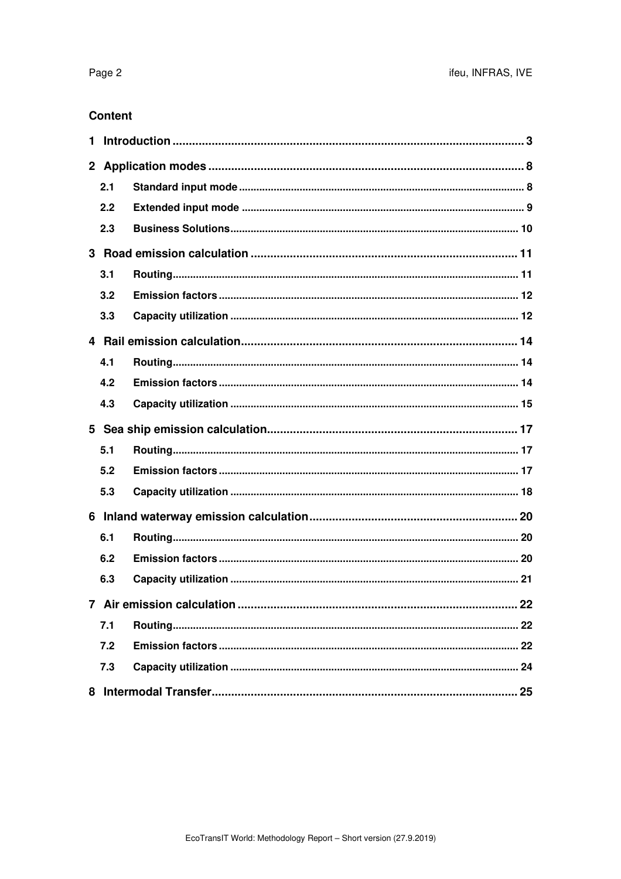## Content

1 Introduction ........................................................................................................ 3

2 Application modes ............................................................................................. 8

- 2.1 Standard input mode ..................................................................................... 8
- 2.2 Extended input mode .................................................................................... 9
- 2.3 Business Solutions ....................................................................................... 10

3 Road emission calculation ................................................................................ 11

- 3.1 Routing ......................................................................................................... 11
- 3.2 Emission factors ............................................................................................ 12
- 3.3 Capacity utilization ........................................................................................ 12

4 Rail emission calculation ................................................................................... 14

- 4.1 Routing ......................................................................................................... 14
- 4.2 Emission factors ............................................................................................ 14
- 4.3 Capacity utilization ........................................................................................ 15

5 Sea ship emission calculation ........................................................................... 17

- 5.1 Routing ......................................................................................................... 17
- 5.2 Emission factors ............................................................................................ 17
- 5.3 Capacity utilization ........................................................................................ 18

6 Inland waterway emission calculation .............................................................. 20

- 6.1 Routing ......................................................................................................... 20
- 6.2 Emission factors ............................................................................................ 20
- 6.3 Capacity utilization ........................................................................................ 21

7 Air emission calculation .................................................................................... 22

- 7.1 Routing ......................................................................................................... 22
- 7.2 Emission factors ............................................................................................ 22
- 7.3 Capacity utilization ........................................................................................ 24

8 Intermodal Transfer ............................................................................................ 25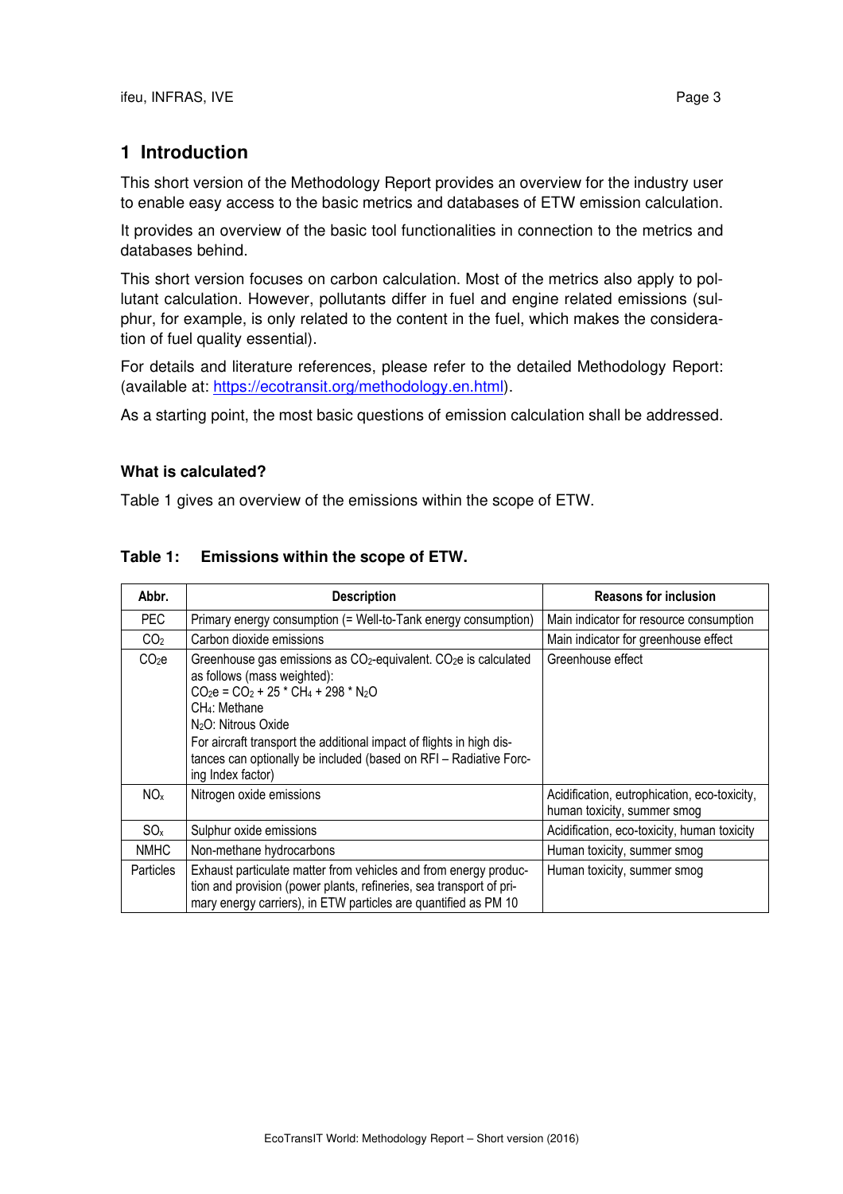# 1 Introduction

This short version of the Methodology Report provides an overview for the industry user to enable easy access to the basic metrics and databases of ETW emission calculation.

It provides an overview of the basic tool functionalities in connection to the metrics and databases behind.

This short version focuses on carbon calculation. Most of the metrics also apply to pollutant calculation. However, pollutants differ in fuel and engine related emissions (sulphur, for example, is only related to the content in the fuel, which makes the consideration of fuel quality essential).

For details and literature references, please refer to the detailed Methodology Report: (available at: https://ecotransit.org/methodology.en.html).

As a starting point, the most basic questions of emission calculation shall be addressed.

### What is calculated?

Table 1 gives an overview of the emissions within the scope of ETW.

**Table 1: Emissions within the scope of ETW.**

| Abbr. | Description | Reasons for inclusion |
|---|---|---|
| PEC | Primary energy consumption (= Well-to-Tank energy consumption) | Main indicator for resource consumption |
| $CO_2$ | Carbon dioxide emissions | Main indicator for greenhouse effect |
| $CO_2e$ | Greenhouse gas emissions as $CO_2$-equivalent. $CO_2e$ is calculated as follows (mass weighted): $CO_2e = CO_2 + 25 * CH_4 + 298 * N_2O$ $CH_4$: Methane $N_2O$: Nitrous Oxide For aircraft transport the additional impact of flights in high distances can optionally be included (based on RFI – Radiative Forcing Index factor) | Greenhouse effect |
| $NO_x$ | Nitrogen oxide emissions | Acidification, eutrophication, eco-toxicity, human toxicity, summer smog |
| $SO_x$ | Sulphur oxide emissions | Acidification, eco-toxicity, human toxicity |
| NMHC | Non-methane hydrocarbons | Human toxicity, summer smog |
| Particles | Exhaust particulate matter from vehicles and from energy production and provision (power plants, refineries, sea transport of primary energy carriers), in ETW particles are quantified as PM 10 | Human toxicity, summer smog |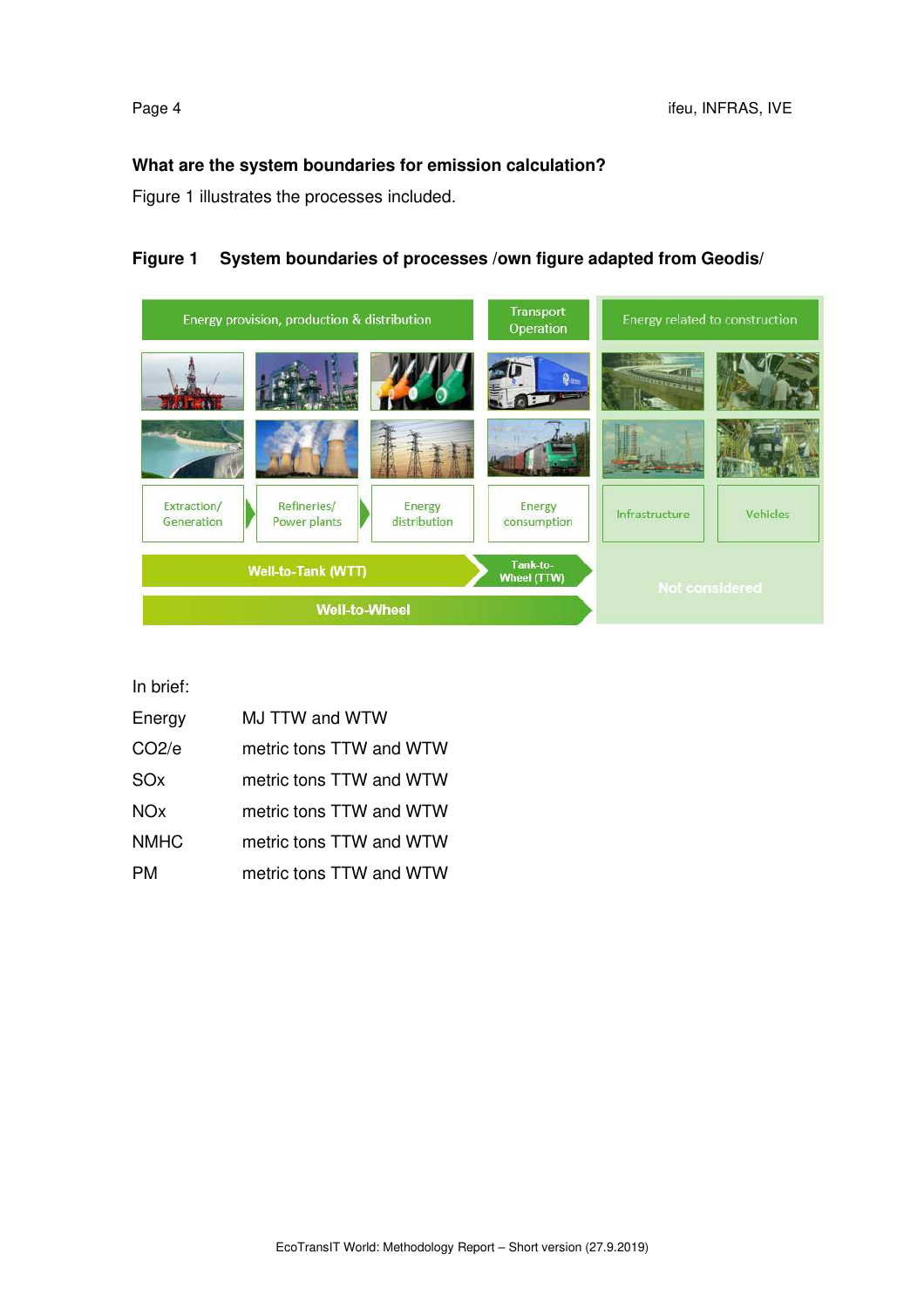### What are the system boundaries for emission calculation?

Figure 1 illustrates the processes included.

**Figure 1 System boundaries of processes /own figure adapted from Geodis/**

In brief:

| | |
|---|---|
| Energy | MJ TTW and WTW |
| CO2/e | metric tons TTW and WTW |
| SOx | metric tons TTW and WTW |
| NOx | metric tons TTW and WTW |
| NMHC | metric tons TTW and WTW |
| PM | metric tons TTW and WTW |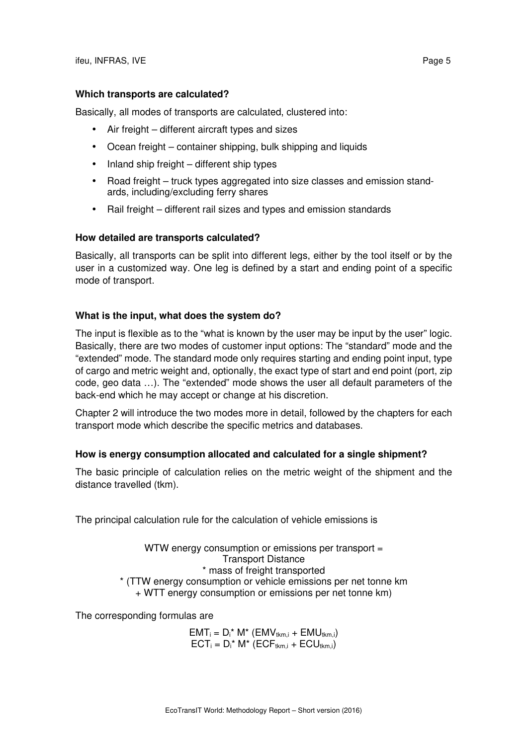### Which transports are calculated?

Basically, all modes of transports are calculated, clustered into:

- Air freight – different aircraft types and sizes
- Ocean freight – container shipping, bulk shipping and liquids
- Inland ship freight – different ship types
- Road freight – truck types aggregated into size classes and emission standards, including/excluding ferry shares
- Rail freight – different rail sizes and types and emission standards

### How detailed are transports calculated?

Basically, all transports can be split into different legs, either by the tool itself or by the user in a customized way. One leg is defined by a start and ending point of a specific mode of transport.

### What is the input, what does the system do?

The input is flexible as to the "what is known by the user may be input by the user" logic. Basically, there are two modes of customer input options: The "standard" mode and the "extended" mode. The standard mode only requires starting and ending point input, type of cargo and metric weight and, optionally, the exact type of start and end point (port, zip code, geo data …). The "extended" mode shows the user all default parameters of the back-end which he may accept or change at his discretion.

Chapter 2 will introduce the two modes more in detail, followed by the chapters for each transport mode which describe the specific metrics and databases.

### How is energy consumption allocated and calculated for a single shipment?

The basic principle of calculation relies on the metric weight of the shipment and the distance travelled (tkm).

The principal calculation rule for the calculation of vehicle emissions is

WTW energy consumption or emissions per transport =
Transport Distance
* mass of freight transported
* (TTW energy consumption or vehicle emissions per net tonne km
+ WTT energy consumption or emissions per net tonne km)

The corresponding formulas are

$$EMT_i = D_i * M * (EMV_{tkm,i} + EMU_{tkm,i})$$
$$ECT_i = D_i * M * (ECF_{tkm,i} + ECU_{tkm,i})$$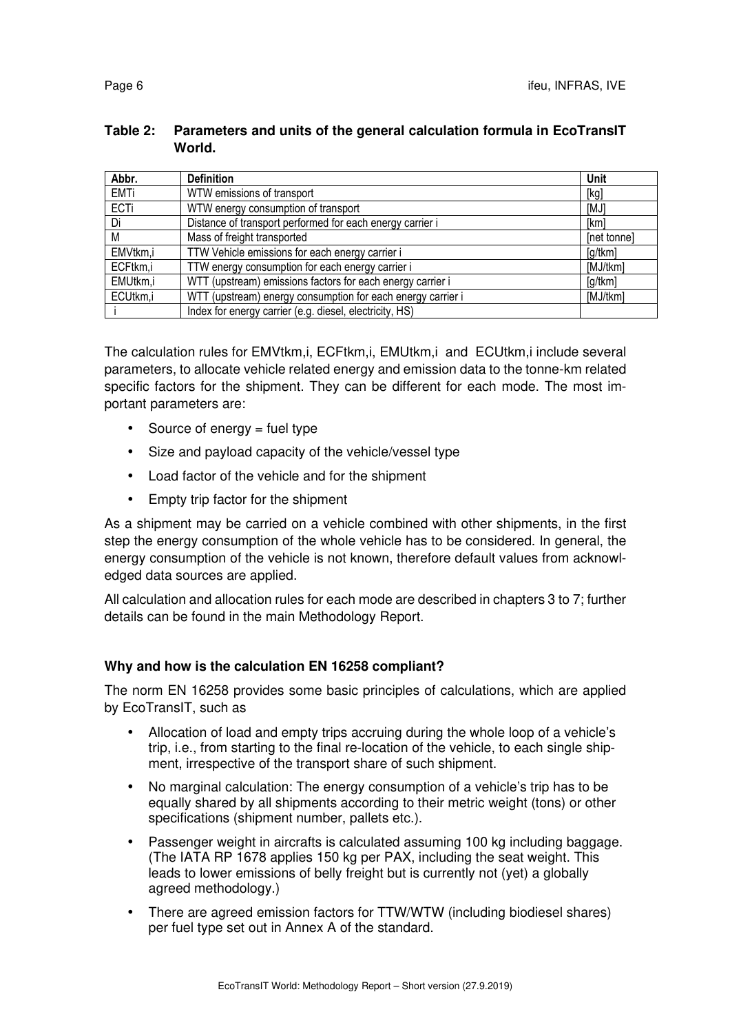**Table 2: Parameters and units of the general calculation formula in EcoTransIT World.**

| Abbr. | Definition | Unit |
|---|---|---|
| EMTi | WTW emissions of transport | [kg] |
| ECTi | WTW energy consumption of transport | [MJ] |
| Di | Distance of transport performed for each energy carrier i | [km] |
| M | Mass of freight transported | [net tonne] |
| EMVtkm,i | TTW Vehicle emissions for each energy carrier i | [g/tkm] |
| ECFtkm,i | TTW energy consumption for each energy carrier i | [MJ/tkm] |
| EMUtkm,i | WTT (upstream) emissions factors for each energy carrier i | [g/tkm] |
| ECUtkm,i | WTT (upstream) energy consumption for each energy carrier i | [MJ/tkm] |
| i | Index for energy carrier (e.g. diesel, electricity, HS) | |

The calculation rules for EMVtkm,i, ECFtkm,i, EMUtkm,i and ECUtkm,i include several parameters, to allocate vehicle related energy and emission data to the tonne-km related specific factors for the shipment. They can be different for each mode. The most important parameters are:

- Source of energy = fuel type
- Size and payload capacity of the vehicle/vessel type
- Load factor of the vehicle and for the shipment
- Empty trip factor for the shipment

As a shipment may be carried on a vehicle combined with other shipments, in the first step the energy consumption of the whole vehicle has to be considered. In general, the energy consumption of the vehicle is not known, therefore default values from acknowledged data sources are applied.

All calculation and allocation rules for each mode are described in chapters 3 to 7; further details can be found in the main Methodology Report.

### Why and how is the calculation EN 16258 compliant?

The norm EN 16258 provides some basic principles of calculations, which are applied by EcoTransIT, such as

- Allocation of load and empty trips accruing during the whole loop of a vehicle's trip, i.e., from starting to the final re-location of the vehicle, to each single shipment, irrespective of the transport share of such shipment.
- No marginal calculation: The energy consumption of a vehicle's trip has to be equally shared by all shipments according to their metric weight (tons) or other specifications (shipment number, pallets etc.).
- Passenger weight in aircrafts is calculated assuming 100 kg including baggage. (The IATA RP 1678 applies 150 kg per PAX, including the seat weight. This leads to lower emissions of belly freight but is currently not (yet) a globally agreed methodology.)
- There are agreed emission factors for TTW/WTW (including biodiesel shares) per fuel type set out in Annex A of the standard.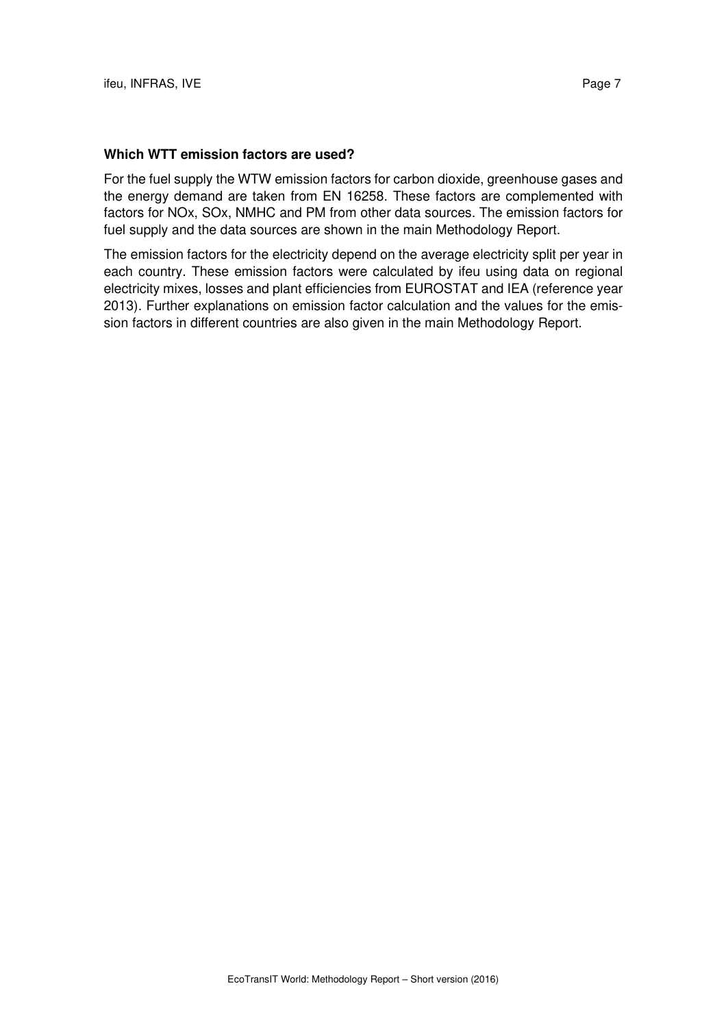**Which WTT emission factors are used?**

For the fuel supply the WTW emission factors for carbon dioxide, greenhouse gases and the energy demand are taken from EN 16258. These factors are complemented with factors for NOx, SOx, NMHC and PM from other data sources. The emission factors for fuel supply and the data sources are shown in the main Methodology Report.

The emission factors for the electricity depend on the average electricity split per year in each country. These emission factors were calculated by ifeu using data on regional electricity mixes, losses and plant efficiencies from EUROSTAT and IEA (reference year 2013). Further explanations on emission factor calculation and the values for the emission factors in different countries are also given in the main Methodology Report.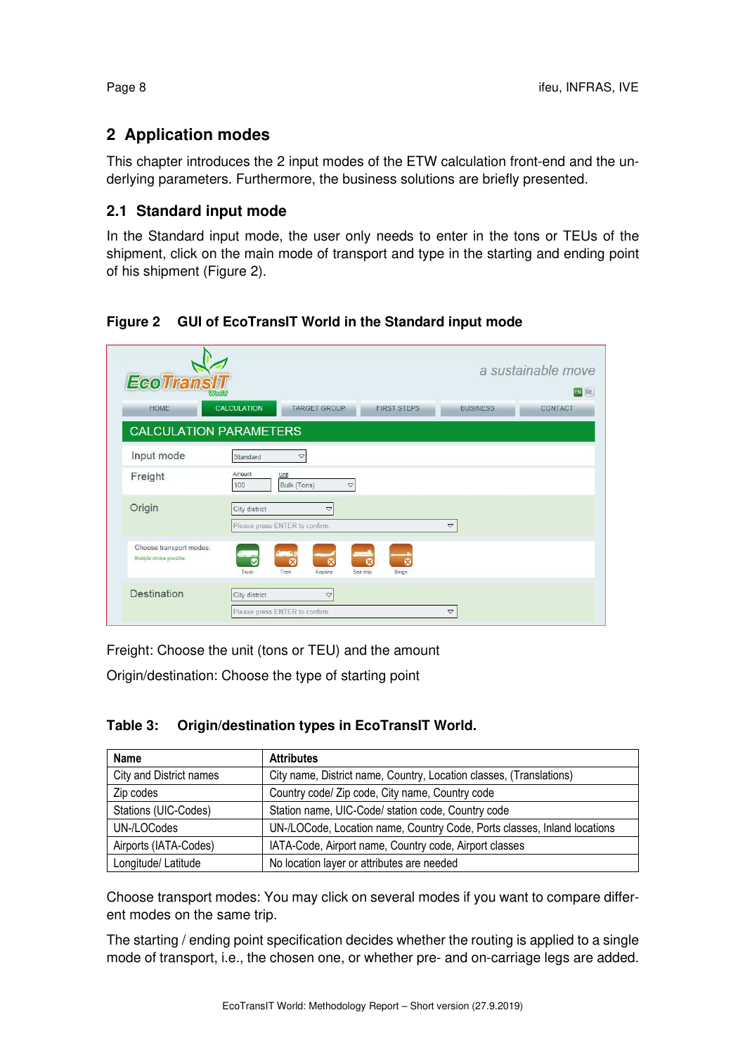## 2 Application modes

This chapter introduces the 2 input modes of the ETW calculation front-end and the underlying parameters. Furthermore, the business solutions are briefly presented.

### 2.1 Standard input mode

In the Standard input mode, the user only needs to enter in the tons or TEUs of the shipment, click on the main mode of transport and type in the starting and ending point of his shipment (Figure 2).

**Figure 2 GUI of EcoTransIT World in the Standard input mode**

Freight: Choose the unit (tons or TEU) and the amount

Origin/destination: Choose the type of starting point

**Table 3: Origin/destination types in EcoTransIT World.**

| Name | Attributes |
|---|---|
| City and District names | City name, District name, Country, Location classes, (Translations) |
| Zip codes | Country code/ Zip code, City name, Country code |
| Stations (UIC-Codes) | Station name, UIC-Code/ station code, Country code |
| UN-/LOCodes | UN-/LOCode, Location name, Country Code, Ports classes, Inland locations |
| Airports (IATA-Codes) | IATA-Code, Airport name, Country code, Airport classes |
| Longitude/ Latitude | No location layer or attributes are needed |

Choose transport modes: You may click on several modes if you want to compare different modes on the same trip.

The starting / ending point specification decides whether the routing is applied to a single mode of transport, i.e., the chosen one, or whether pre- and on-carriage legs are added.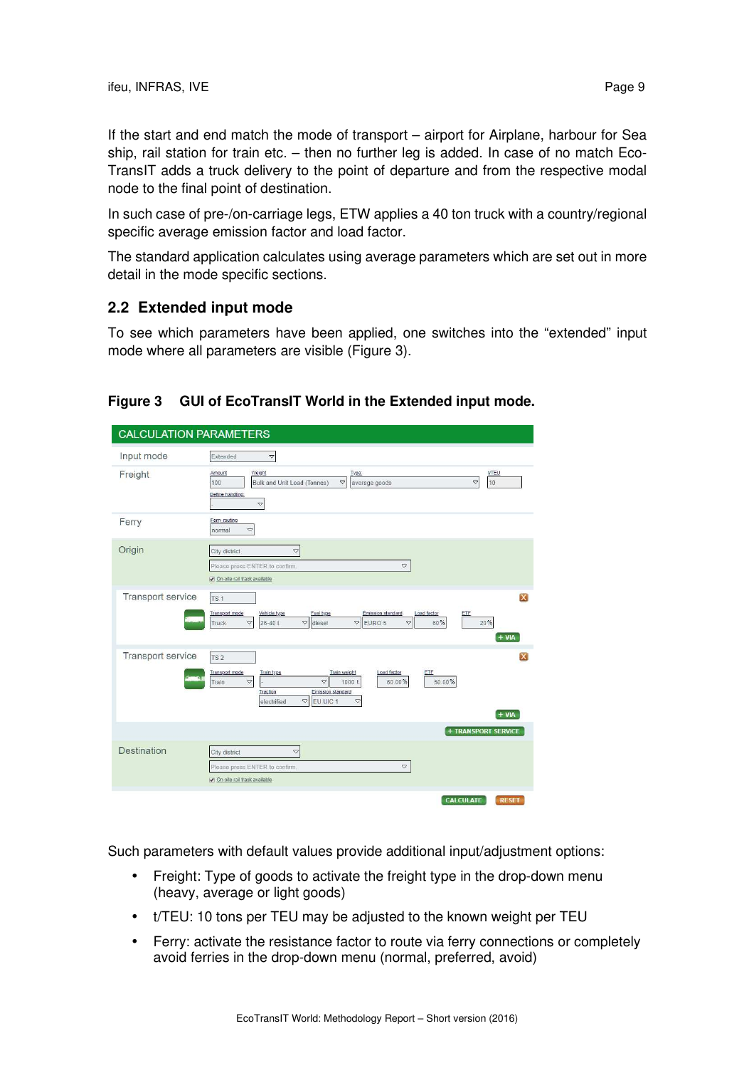If the start and end match the mode of transport – airport for Airplane, harbour for Sea ship, rail station for train etc. – then no further leg is added. In case of no match EcoTransIT adds a truck delivery to the point of departure and from the respective modal node to the final point of destination.

In such case of pre-/on-carriage legs, ETW applies a 40 ton truck with a country/regional specific average emission factor and load factor.

The standard application calculates using average parameters which are set out in more detail in the mode specific sections.

## 2.2 Extended input mode

To see which parameters have been applied, one switches into the "extended" input mode where all parameters are visible (Figure 3).

**Figure 3 GUI of EcoTransIT World in the Extended input mode.**

Such parameters with default values provide additional input/adjustment options:

- Freight: Type of goods to activate the freight type in the drop-down menu (heavy, average or light goods)
- t/TEU: 10 tons per TEU may be adjusted to the known weight per TEU
- Ferry: activate the resistance factor to route via ferry connections or completely avoid ferries in the drop-down menu (normal, preferred, avoid)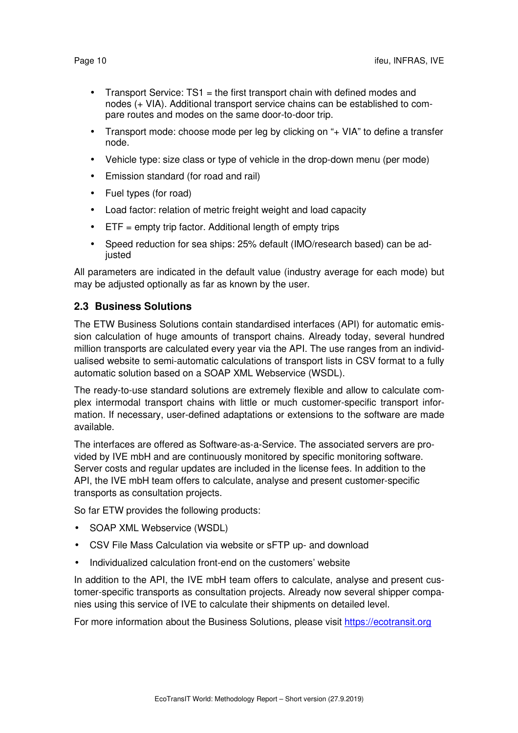- Transport Service: TS1 = the first transport chain with defined modes and nodes (+ VIA). Additional transport service chains can be established to compare routes and modes on the same door-to-door trip.
- Transport mode: choose mode per leg by clicking on "+ VIA" to define a transfer node.
- Vehicle type: size class or type of vehicle in the drop-down menu (per mode)
- Emission standard (for road and rail)
- Fuel types (for road)
- Load factor: relation of metric freight weight and load capacity
- ETF = empty trip factor. Additional length of empty trips
- Speed reduction for sea ships: 25% default (IMO/research based) can be adjusted

All parameters are indicated in the default value (industry average for each mode) but may be adjusted optionally as far as known by the user.

## 2.3 Business Solutions

The ETW Business Solutions contain standardised interfaces (API) for automatic emission calculation of huge amounts of transport chains. Already today, several hundred million transports are calculated every year via the API. The use ranges from an individualised website to semi-automatic calculations of transport lists in CSV format to a fully automatic solution based on a SOAP XML Webservice (WSDL).

The ready-to-use standard solutions are extremely flexible and allow to calculate complex intermodal transport chains with little or much customer-specific transport information. If necessary, user-defined adaptations or extensions to the software are made available.

The interfaces are offered as Software-as-a-Service. The associated servers are provided by IVE mbH and are continuously monitored by specific monitoring software. Server costs and regular updates are included in the license fees. In addition to the API, the IVE mbH team offers to calculate, analyse and present customer-specific transports as consultation projects.

So far ETW provides the following products:

- SOAP XML Webservice (WSDL)
- CSV File Mass Calculation via website or sFTP up- and download
- Individualized calculation front-end on the customers' website

In addition to the API, the IVE mbH team offers to calculate, analyse and present customer-specific transports as consultation projects. Already now several shipper companies using this service of IVE to calculate their shipments on detailed level.

For more information about the Business Solutions, please visit [https://ecotransit.org](https://ecotransit.org)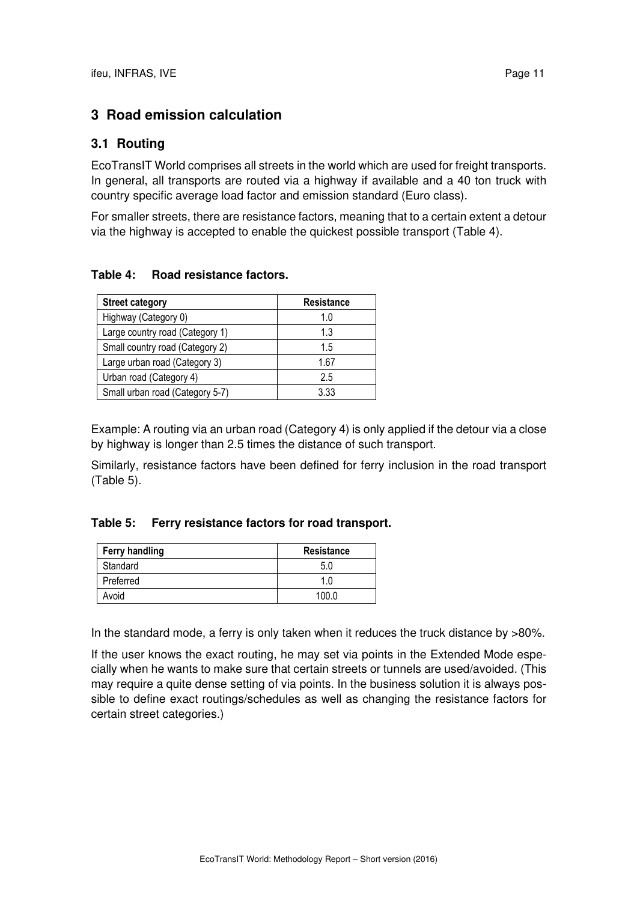# 3 Road emission calculation

## 3.1 Routing

EcoTransIT World comprises all streets in the world which are used for freight transports. In general, all transports are routed via a highway if available and a 40 ton truck with country specific average load factor and emission standard (Euro class).

For smaller streets, there are resistance factors, meaning that to a certain extent a detour via the highway is accepted to enable the quickest possible transport (Table 4).

**Table 4: Road resistance factors.**

| Street category | Resistance |
|---|---|
| Highway (Category 0) | 1.0 |
| Large country road (Category 1) | 1.3 |
| Small country road (Category 2) | 1.5 |
| Large urban road (Category 3) | 1.67 |
| Urban road (Category 4) | 2.5 |
| Small urban road (Category 5-7) | 3.33 |

Example: A routing via an urban road (Category 4) is only applied if the detour via a close by highway is longer than 2.5 times the distance of such transport.

Similarly, resistance factors have been defined for ferry inclusion in the road transport (Table 5).

**Table 5: Ferry resistance factors for road transport.**

| Ferry handling | Resistance |
|---|---|
| Standard | 5.0 |
| Preferred | 1.0 |
| Avoid | 100.0 |

In the standard mode, a ferry is only taken when it reduces the truck distance by >80%.

If the user knows the exact routing, he may set via points in the Extended Mode especially when he wants to make sure that certain streets or tunnels are used/avoided. (This may require a quite dense setting of via points. In the business solution it is always possible to define exact routings/schedules as well as changing the resistance factors for certain street categories.)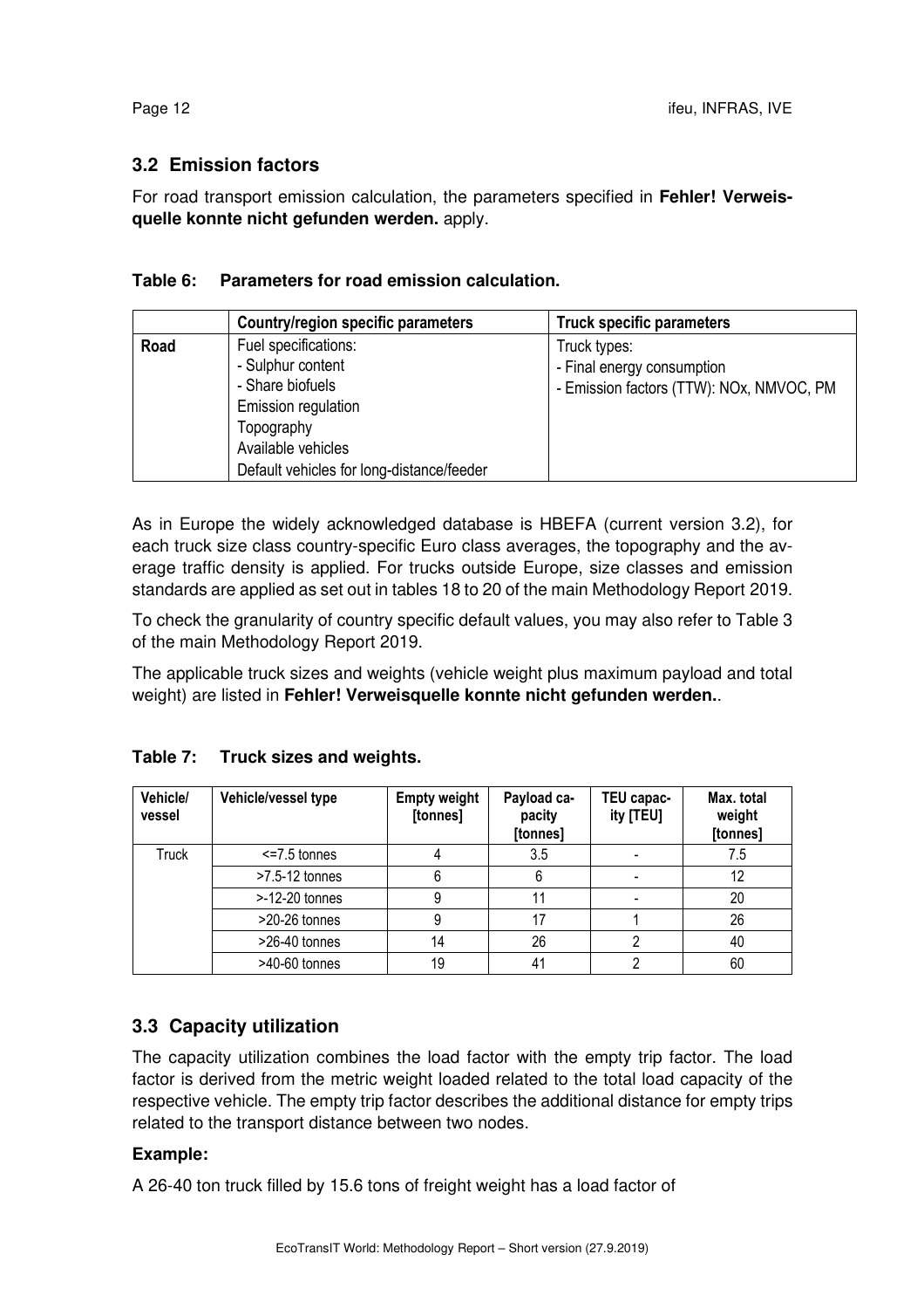## 3.2 Emission factors

For road transport emission calculation, the parameters specified in **Fehler! Verweisquelle konnte nicht gefunden werden.** apply.

**Table 6: Parameters for road emission calculation.**

| | Country/region specific parameters | Truck specific parameters |
|---|---|---|
| **Road** | Fuel specifications:<br>- Sulphur content<br>- Share biofuels<br>Emission regulation<br>Topography<br>Available vehicles<br>Default vehicles for long-distance/feeder | Truck types:<br>- Final energy consumption<br>- Emission factors (TTW): NOx, NMVOC, PM |

As in Europe the widely acknowledged database is HBEFA (current version 3.2), for each truck size class country-specific Euro class averages, the topography and the average traffic density is applied. For trucks outside Europe, size classes and emission standards are applied as set out in tables 18 to 20 of the main Methodology Report 2019.

To check the granularity of country specific default values, you may also refer to Table 3 of the main Methodology Report 2019.

The applicable truck sizes and weights (vehicle weight plus maximum payload and total weight) are listed in **Fehler! Verweisquelle konnte nicht gefunden werden.**.

**Table 7: Truck sizes and weights.**

| Vehicle/ vessel | Vehicle/vessel type | Empty weight [tonnes] | Payload capacity [tonnes] | TEU capacity [TEU] | Max. total weight [tonnes] |
|---|---|---|---|---|---|
| Truck | <=7.5 tonnes | 4 | 3.5 | - | 7.5 |
| | >7.5-12 tonnes | 6 | 6 | - | 12 |
| | >-12-20 tonnes | 9 | 11 | - | 20 |
| | >20-26 tonnes | 9 | 17 | 1 | 26 |
| | >26-40 tonnes | 14 | 26 | 2 | 40 |
| | >40-60 tonnes | 19 | 41 | 2 | 60 |

## 3.3 Capacity utilization

The capacity utilization combines the load factor with the empty trip factor. The load factor is derived from the metric weight loaded related to the total load capacity of the respective vehicle. The empty trip factor describes the additional distance for empty trips related to the transport distance between two nodes.

**Example:**

A 26-40 ton truck filled by 15.6 tons of freight weight has a load factor of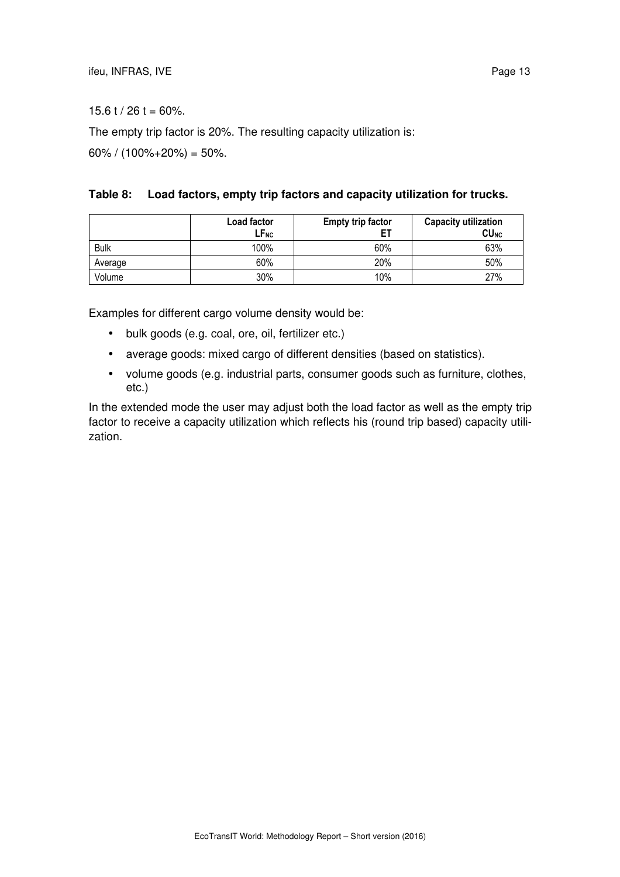15.6 t / 26 t = 60%.

The empty trip factor is 20%. The resulting capacity utilization is:

60% / (100%+20%) = 50%.

**Table 8: Load factors, empty trip factors and capacity utilization for trucks.**

| | Load factor $LF_{NC}$ | Empty trip factor ET | Capacity utilization $CU_{NC}$ |
|---|---|---|---|
| Bulk | 100% | 60% | 63% |
| Average | 60% | 20% | 50% |
| Volume | 30% | 10% | 27% |

Examples for different cargo volume density would be:

- bulk goods (e.g. coal, ore, oil, fertilizer etc.)
- average goods: mixed cargo of different densities (based on statistics).
- volume goods (e.g. industrial parts, consumer goods such as furniture, clothes, etc.)

In the extended mode the user may adjust both the load factor as well as the empty trip factor to receive a capacity utilization which reflects his (round trip based) capacity utilization.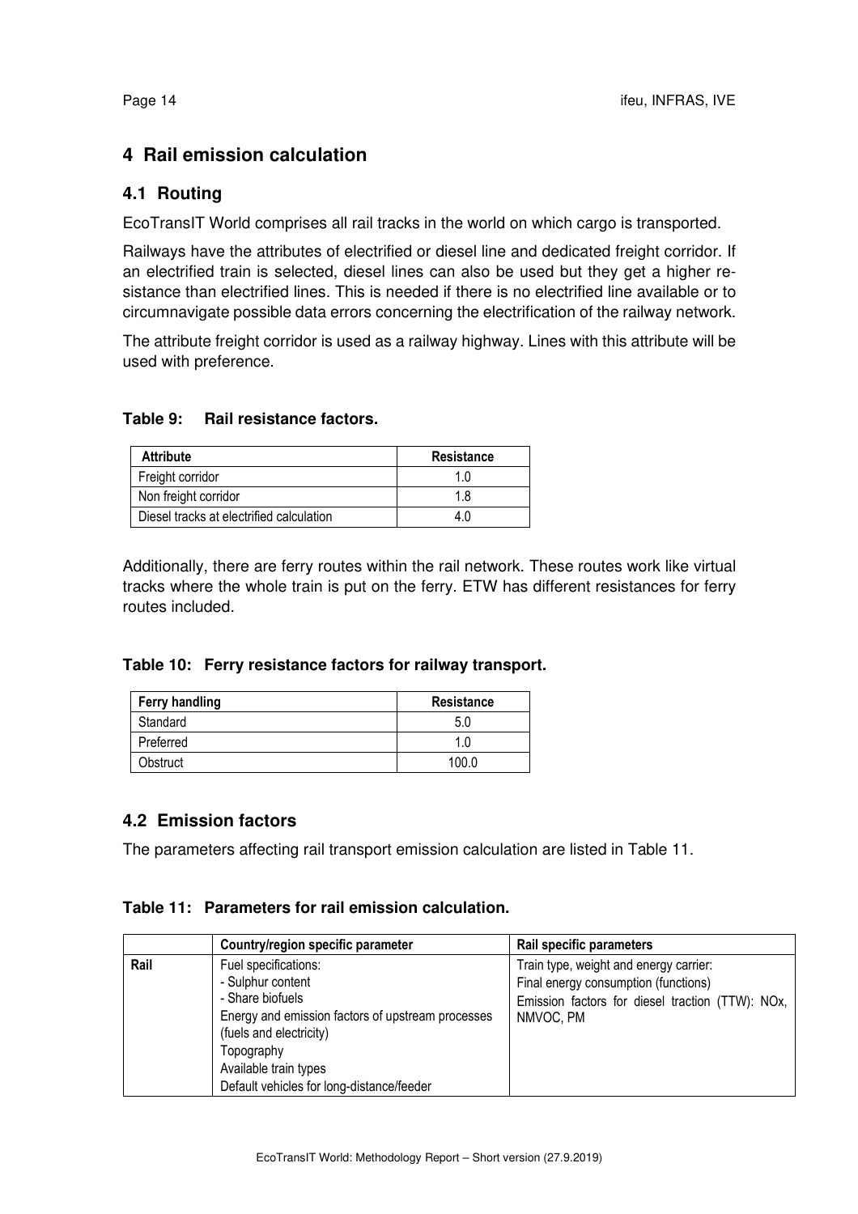# 4 Rail emission calculation

## 4.1 Routing

EcoTransIT World comprises all rail tracks in the world on which cargo is transported.

Railways have the attributes of electrified or diesel line and dedicated freight corridor. If an electrified train is selected, diesel lines can also be used but they get a higher resistance than electrified lines. This is needed if there is no electrified line available or to circumnavigate possible data errors concerning the electrification of the railway network.

The attribute freight corridor is used as a railway highway. Lines with this attribute will be used with preference.

**Table 9: Rail resistance factors.**

| Attribute | Resistance |
|---|---|
| Freight corridor | 1.0 |
| Non freight corridor | 1.8 |
| Diesel tracks at electrified calculation | 4.0 |

Additionally, there are ferry routes within the rail network. These routes work like virtual tracks where the whole train is put on the ferry. ETW has different resistances for ferry routes included.

**Table 10: Ferry resistance factors for railway transport.**

| Ferry handling | Resistance |
|---|---|
| Standard | 5.0 |
| Preferred | 1.0 |
| Obstruct | 100.0 |

## 4.2 Emission factors

The parameters affecting rail transport emission calculation are listed in Table 11.

**Table 11: Parameters for rail emission calculation.**

| | Country/region specific parameter | Rail specific parameters |
|---|---|---|
| **Rail** | Fuel specifications:<br>- Sulphur content<br>- Share biofuels<br>Energy and emission factors of upstream processes (fuels and electricity)<br>Topography<br>Available train types<br>Default vehicles for long-distance/feeder | Train type, weight and energy carrier:<br>Final energy consumption (functions)<br>Emission factors for diesel traction (TTW): NOx, NMVOC, PM |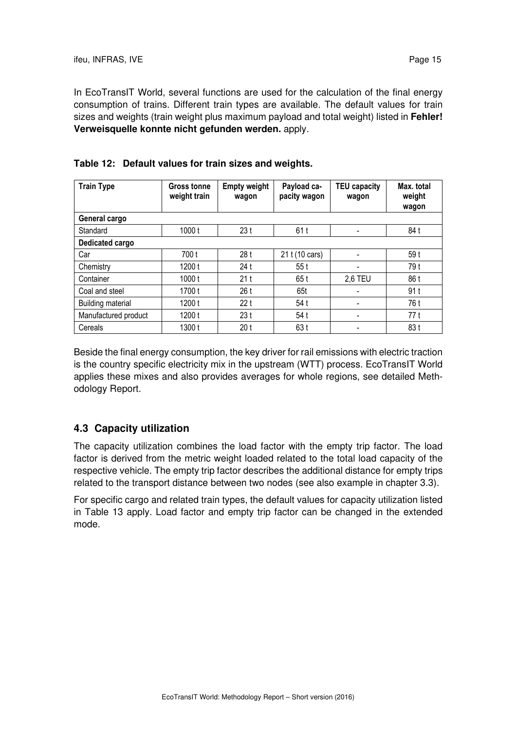In EcoTransIT World, several functions are used for the calculation of the final energy consumption of trains. Different train types are available. The default values for train sizes and weights (train weight plus maximum payload and total weight) listed in **Fehler! Verweisquelle konnte nicht gefunden werden.** apply.

**Table 12: Default values for train sizes and weights.**

| Train Type | Gross tonne weight train | Empty weight wagon | Payload capacity wagon | TEU capacity wagon | Max. total weight wagon |
|---|---|---|---|---|---|
| **General cargo** | | | | | |
| Standard | 1000 t | 23 t | 61 t | - | 84 t |
| **Dedicated cargo** | | | | | |
| Car | 700 t | 28 t | 21 t (10 cars) | - | 59 t |
| Chemistry | 1200 t | 24 t | 55 t | - | 79 t |
| Container | 1000 t | 21 t | 65 t | 2,6 TEU | 86 t |
| Coal and steel | 1700 t | 26 t | 65t | - | 91 t |
| Building material | 1200 t | 22 t | 54 t | - | 76 t |
| Manufactured product | 1200 t | 23 t | 54 t | - | 77 t |
| Cereals | 1300 t | 20 t | 63 t | - | 83 t |

Beside the final energy consumption, the key driver for rail emissions with electric traction is the country specific electricity mix in the upstream (WTT) process. EcoTransIT World applies these mixes and also provides averages for whole regions, see detailed Methodology Report.

## 4.3 Capacity utilization

The capacity utilization combines the load factor with the empty trip factor. The load factor is derived from the metric weight loaded related to the total load capacity of the respective vehicle. The empty trip factor describes the additional distance for empty trips related to the transport distance between two nodes (see also example in chapter 3.3).

For specific cargo and related train types, the default values for capacity utilization listed in Table 13 apply. Load factor and empty trip factor can be changed in the extended mode.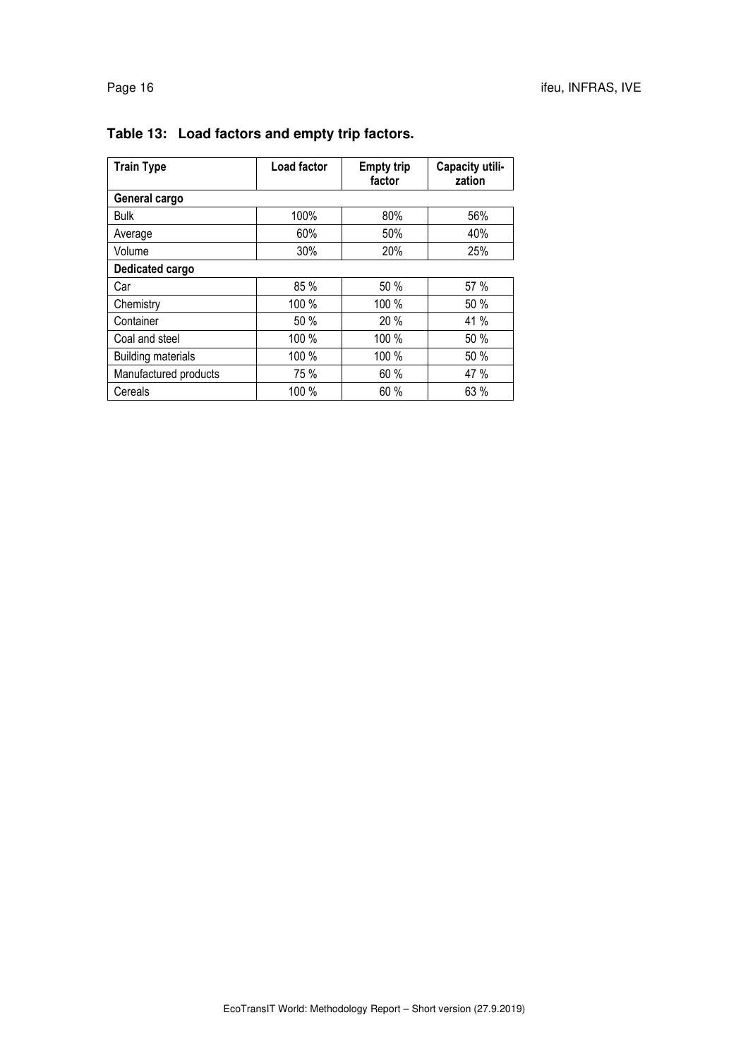**Table 13: Load factors and empty trip factors.**

| Train Type | Load factor | Empty trip factor | Capacity utilization |
|---|---|---|---|
| **General cargo** | | | |
| Bulk | 100% | 80% | 56% |
| Average | 60% | 50% | 40% |
| Volume | 30% | 20% | 25% |
| **Dedicated cargo** | | | |
| Car | 85 % | 50 % | 57 % |
| Chemistry | 100 % | 100 % | 50 % |
| Container | 50 % | 20 % | 41 % |
| Coal and steel | 100 % | 100 % | 50 % |
| Building materials | 100 % | 100 % | 50 % |
| Manufactured products | 75 % | 60 % | 47 % |
| Cereals | 100 % | 60 % | 63 % |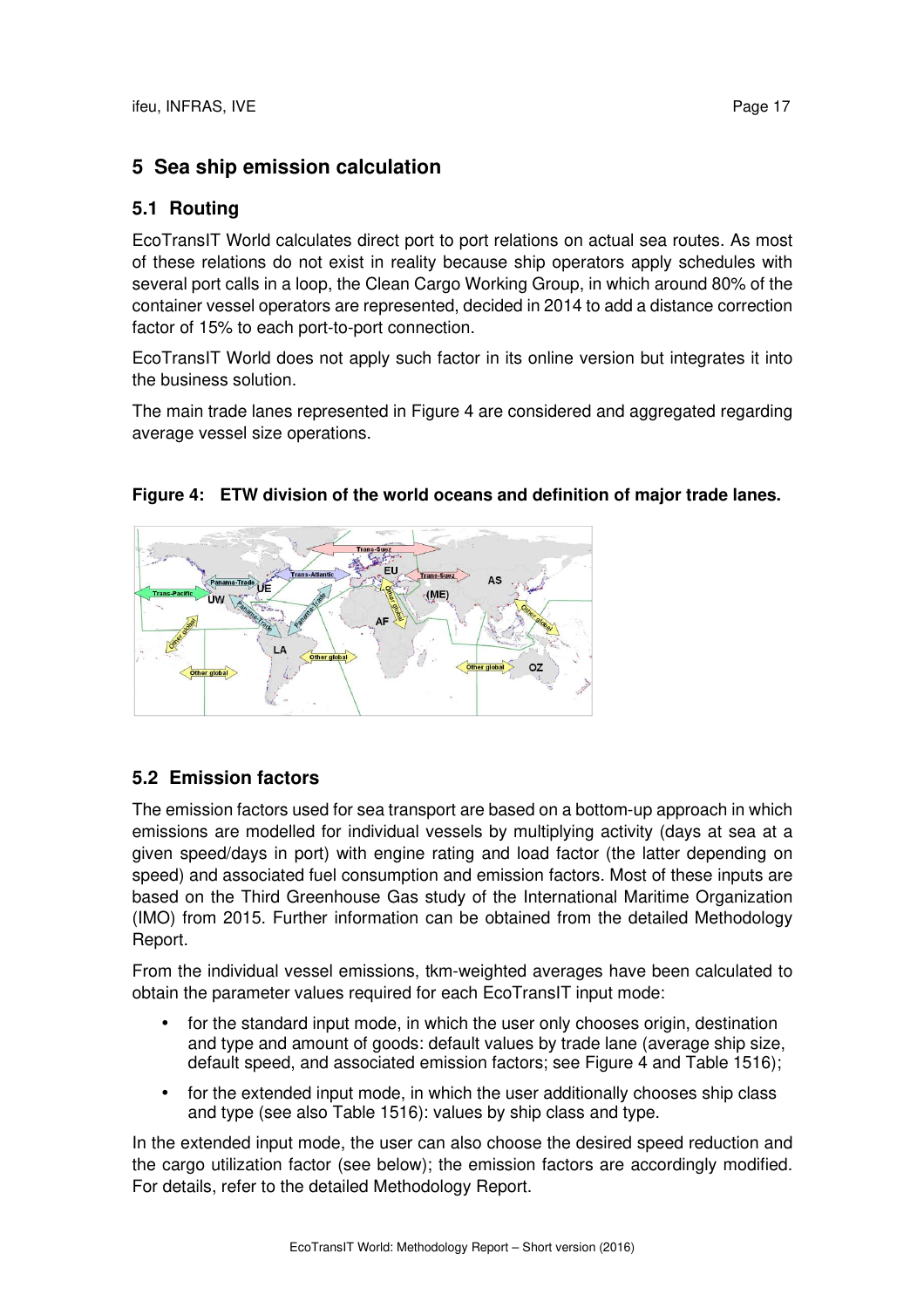# 5 Sea ship emission calculation

## 5.1 Routing

EcoTransIT World calculates direct port to port relations on actual sea routes. As most of these relations do not exist in reality because ship operators apply schedules with several port calls in a loop, the Clean Cargo Working Group, in which around 80% of the container vessel operators are represented, decided in 2014 to add a distance correction factor of 15% to each port-to-port connection.

EcoTransIT World does not apply such factor in its online version but integrates it into the business solution.

The main trade lanes represented in Figure 4 are considered and aggregated regarding average vessel size operations.

**Figure 4: ETW division of the world oceans and definition of major trade lanes.**

## 5.2 Emission factors

The emission factors used for sea transport are based on a bottom-up approach in which emissions are modelled for individual vessels by multiplying activity (days at sea at a given speed/days in port) with engine rating and load factor (the latter depending on speed) and associated fuel consumption and emission factors. Most of these inputs are based on the Third Greenhouse Gas study of the International Maritime Organization (IMO) from 2015. Further information can be obtained from the detailed Methodology Report.

From the individual vessel emissions, tkm-weighted averages have been calculated to obtain the parameter values required for each EcoTransIT input mode:

- for the standard input mode, in which the user only chooses origin, destination and type and amount of goods: default values by trade lane (average ship size, default speed, and associated emission factors; see Figure 4 and Table 1516);
- for the extended input mode, in which the user additionally chooses ship class and type (see also Table 1516): values by ship class and type.

In the extended input mode, the user can also choose the desired speed reduction and the cargo utilization factor (see below); the emission factors are accordingly modified. For details, refer to the detailed Methodology Report.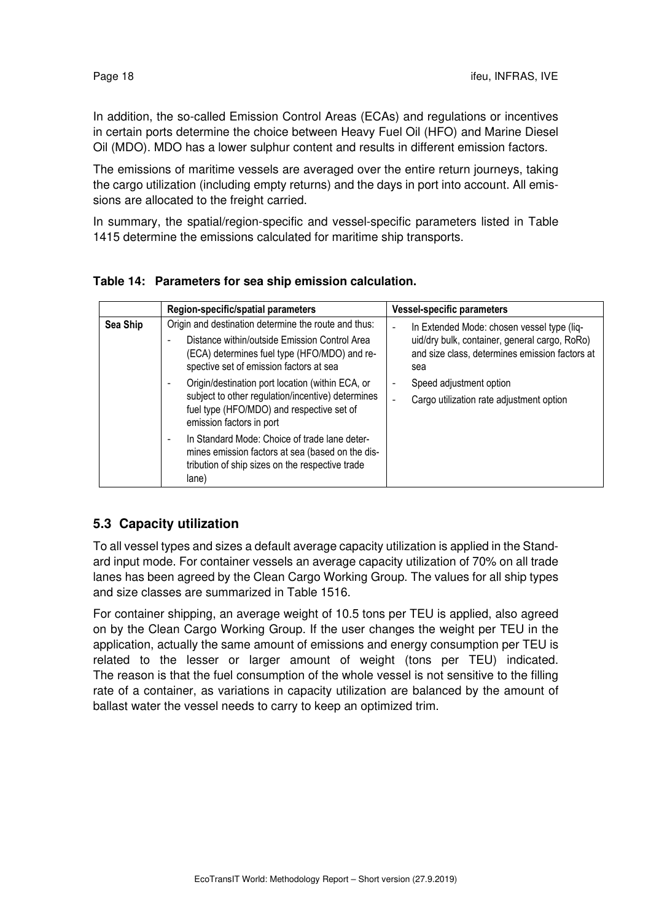In addition, the so-called Emission Control Areas (ECAs) and regulations or incentives in certain ports determine the choice between Heavy Fuel Oil (HFO) and Marine Diesel Oil (MDO). MDO has a lower sulphur content and results in different emission factors.

The emissions of maritime vessels are averaged over the entire return journeys, taking the cargo utilization (including empty returns) and the days in port into account. All emissions are allocated to the freight carried.

In summary, the spatial/region-specific and vessel-specific parameters listed in Table 1415 determine the emissions calculated for maritime ship transports.

**Table 14: Parameters for sea ship emission calculation.**

| | Region-specific/spatial parameters | Vessel-specific parameters |
|---|---|---|
| **Sea Ship** | Origin and destination determine the route and thus:<br>- Distance within/outside Emission Control Area (ECA) determines fuel type (HFO/MDO) and respective set of emission factors at sea<br>- Origin/destination port location (within ECA, or subject to other regulation/incentive) determines fuel type (HFO/MDO) and respective set of emission factors in port<br>- In Standard Mode: Choice of trade lane determines emission factors at sea (based on the distribution of ship sizes on the respective trade lane) | - In Extended Mode: chosen vessel type (liquid/dry bulk, container, general cargo, RoRo) and size class, determines emission factors at sea<br>- Speed adjustment option<br>- Cargo utilization rate adjustment option |

## 5.3 Capacity utilization

To all vessel types and sizes a default average capacity utilization is applied in the Standard input mode. For container vessels an average capacity utilization of 70% on all trade lanes has been agreed by the Clean Cargo Working Group. The values for all ship types and size classes are summarized in Table 1516.

For container shipping, an average weight of 10.5 tons per TEU is applied, also agreed on by the Clean Cargo Working Group. If the user changes the weight per TEU in the application, actually the same amount of emissions and energy consumption per TEU is related to the lesser or larger amount of weight (tons per TEU) indicated. The reason is that the fuel consumption of the whole vessel is not sensitive to the filling rate of a container, as variations in capacity utilization are balanced by the amount of ballast water the vessel needs to carry to keep an optimized trim.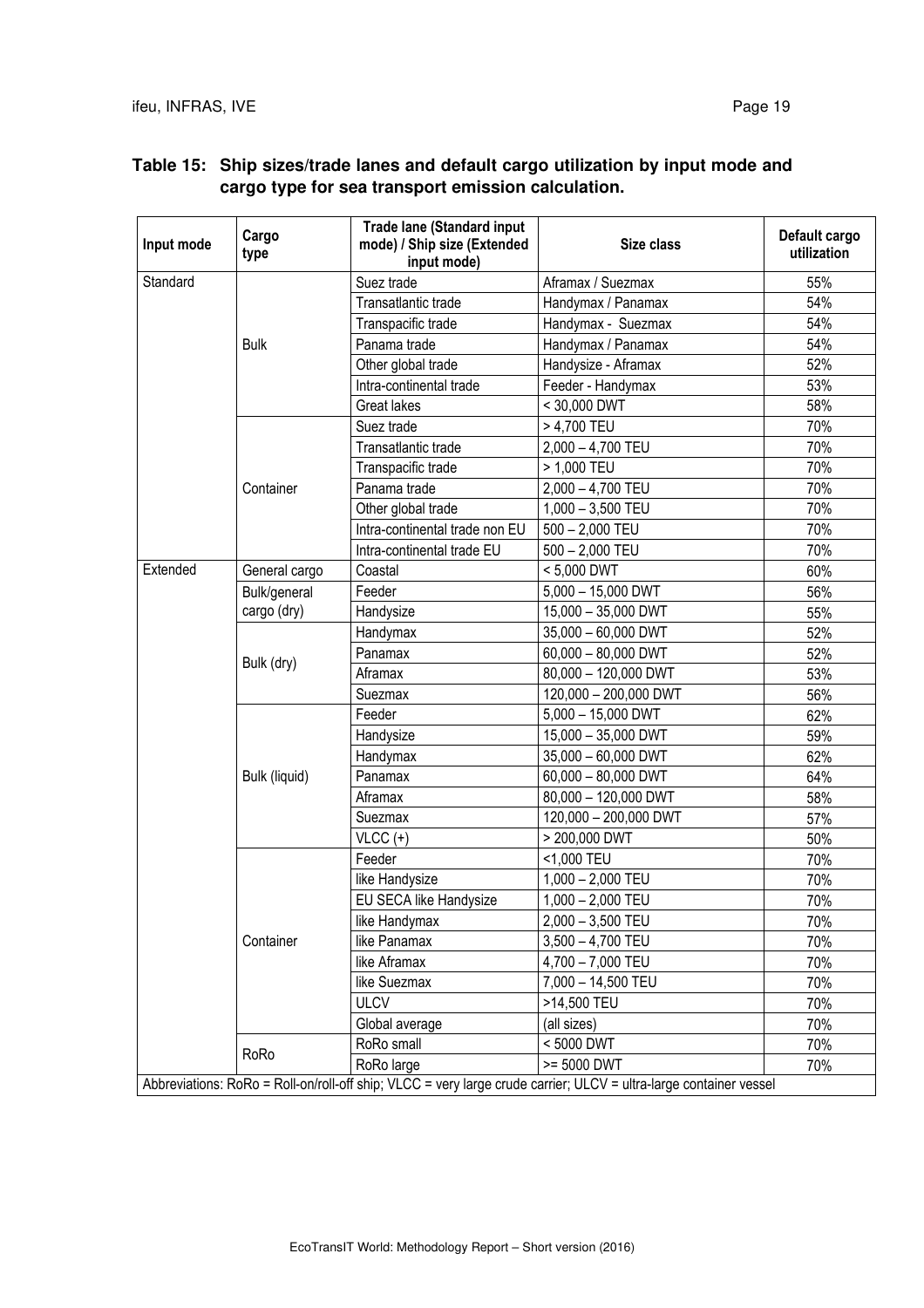**Table 15: Ship sizes/trade lanes and default cargo utilization by input mode and cargo type for sea transport emission calculation.**

| Input mode | Cargo type | Trade lane (Standard input mode) / Ship size (Extended input mode) | Size class | Default cargo utilization |
|---|---|---|---|---|
| Standard | Bulk | Suez trade | Aframax / Suezmax | 55% |
| | | Transatlantic trade | Handymax / Panamax | 54% |
| | | Transpacific trade | Handymax - Suezmax | 54% |
| | | Panama trade | Handymax / Panamax | 54% |
| | | Other global trade | Handysize - Aframax | 52% |
| | | Intra-continental trade | Feeder - Handymax | 53% |
| | | Great lakes | < 30,000 DWT | 58% |
| | Container | Suez trade | > 4,700 TEU | 70% |
| | | Transatlantic trade | 2,000 – 4,700 TEU | 70% |
| | | Transpacific trade | > 1,000 TEU | 70% |
| | | Panama trade | 2,000 – 4,700 TEU | 70% |
| | | Other global trade | 1,000 – 3,500 TEU | 70% |
| | | Intra-continental trade non EU | 500 – 2,000 TEU | 70% |
| | | Intra-continental trade EU | 500 – 2,000 TEU | 70% |
| Extended | General cargo | Coastal | < 5,000 DWT | 60% |
| | Bulk/general cargo (dry) | Feeder | 5,000 – 15,000 DWT | 56% |
| | | Handysize | 15,000 – 35,000 DWT | 55% |
| | Bulk (dry) | Handymax | 35,000 – 60,000 DWT | 52% |
| | | Panamax | 60,000 – 80,000 DWT | 52% |
| | | Aframax | 80,000 – 120,000 DWT | 53% |
| | | Suezmax | 120,000 – 200,000 DWT | 56% |
| | Bulk (liquid) | Feeder | 5,000 – 15,000 DWT | 62% |
| | | Handysize | 15,000 – 35,000 DWT | 59% |
| | | Handymax | 35,000 – 60,000 DWT | 62% |
| | | Panamax | 60,000 – 80,000 DWT | 64% |
| | | Aframax | 80,000 – 120,000 DWT | 58% |
| | | Suezmax | 120,000 – 200,000 DWT | 57% |
| | | VLCC (+) | > 200,000 DWT | 50% |
| | Container | Feeder | <1,000 TEU | 70% |
| | | like Handysize | 1,000 – 2,000 TEU | 70% |
| | | EU SECA like Handysize | 1,000 – 2,000 TEU | 70% |
| | | like Handymax | 2,000 – 3,500 TEU | 70% |
| | | like Panamax | 3,500 – 4,700 TEU | 70% |
| | | like Aframax | 4,700 – 7,000 TEU | 70% |
| | | like Suezmax | 7,000 – 14,500 TEU | 70% |
| | | ULCV | >14,500 TEU | 70% |
| | | Global average | (all sizes) | 70% |
| | RoRo | RoRo small | < 5000 DWT | 70% |
| | | RoRo large | >= 5000 DWT | 70% |

Abbreviations: RoRo = Roll-on/roll-off ship; VLCC = very large crude carrier; ULCV = ultra-large container vessel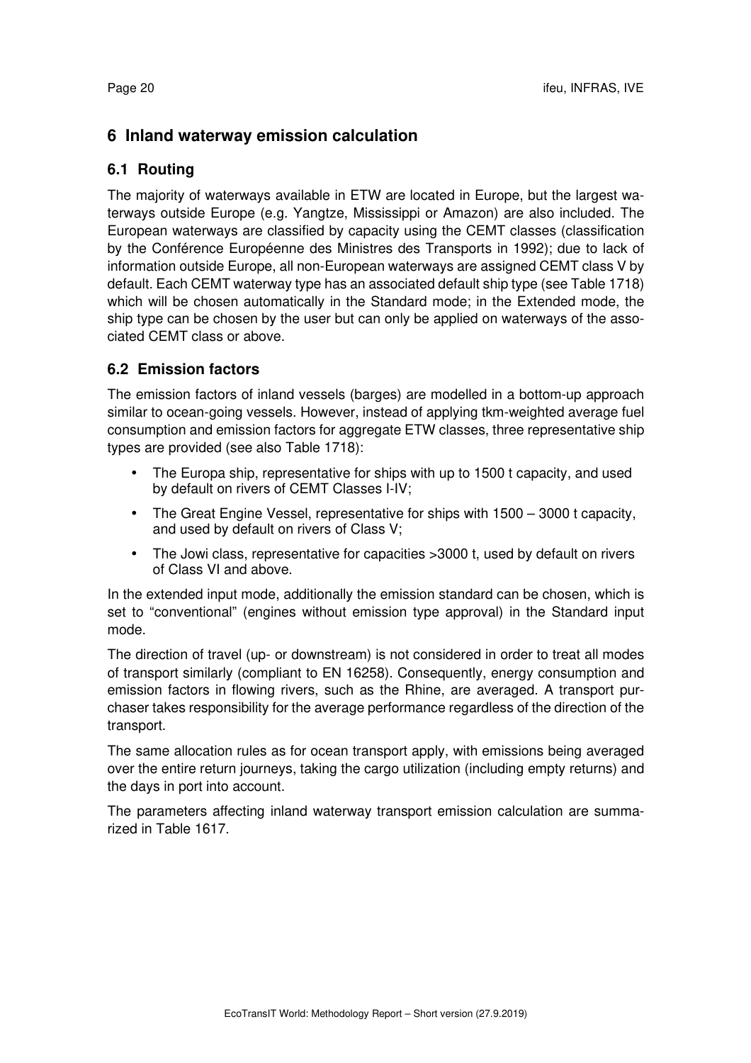# 6 Inland waterway emission calculation

## 6.1 Routing

The majority of waterways available in ETW are located in Europe, but the largest waterways outside Europe (e.g. Yangtze, Mississippi or Amazon) are also included. The European waterways are classified by capacity using the CEMT classes (classification by the Conférence Européenne des Ministres des Transports in 1992); due to lack of information outside Europe, all non-European waterways are assigned CEMT class V by default. Each CEMT waterway type has an associated default ship type (see Table 1718) which will be chosen automatically in the Standard mode; in the Extended mode, the ship type can be chosen by the user but can only be applied on waterways of the associated CEMT class or above.

## 6.2 Emission factors

The emission factors of inland vessels (barges) are modelled in a bottom-up approach similar to ocean-going vessels. However, instead of applying tkm-weighted average fuel consumption and emission factors for aggregate ETW classes, three representative ship types are provided (see also Table 1718):

- The Europa ship, representative for ships with up to 1500 t capacity, and used by default on rivers of CEMT Classes I-IV;
- The Great Engine Vessel, representative for ships with 1500 – 3000 t capacity, and used by default on rivers of Class V;
- The Jowi class, representative for capacities >3000 t, used by default on rivers of Class VI and above.

In the extended input mode, additionally the emission standard can be chosen, which is set to "conventional" (engines without emission type approval) in the Standard input mode.

The direction of travel (up- or downstream) is not considered in order to treat all modes of transport similarly (compliant to EN 16258). Consequently, energy consumption and emission factors in flowing rivers, such as the Rhine, are averaged. A transport purchaser takes responsibility for the average performance regardless of the direction of the transport.

The same allocation rules as for ocean transport apply, with emissions being averaged over the entire return journeys, taking the cargo utilization (including empty returns) and the days in port into account.

The parameters affecting inland waterway transport emission calculation are summarized in Table 1617.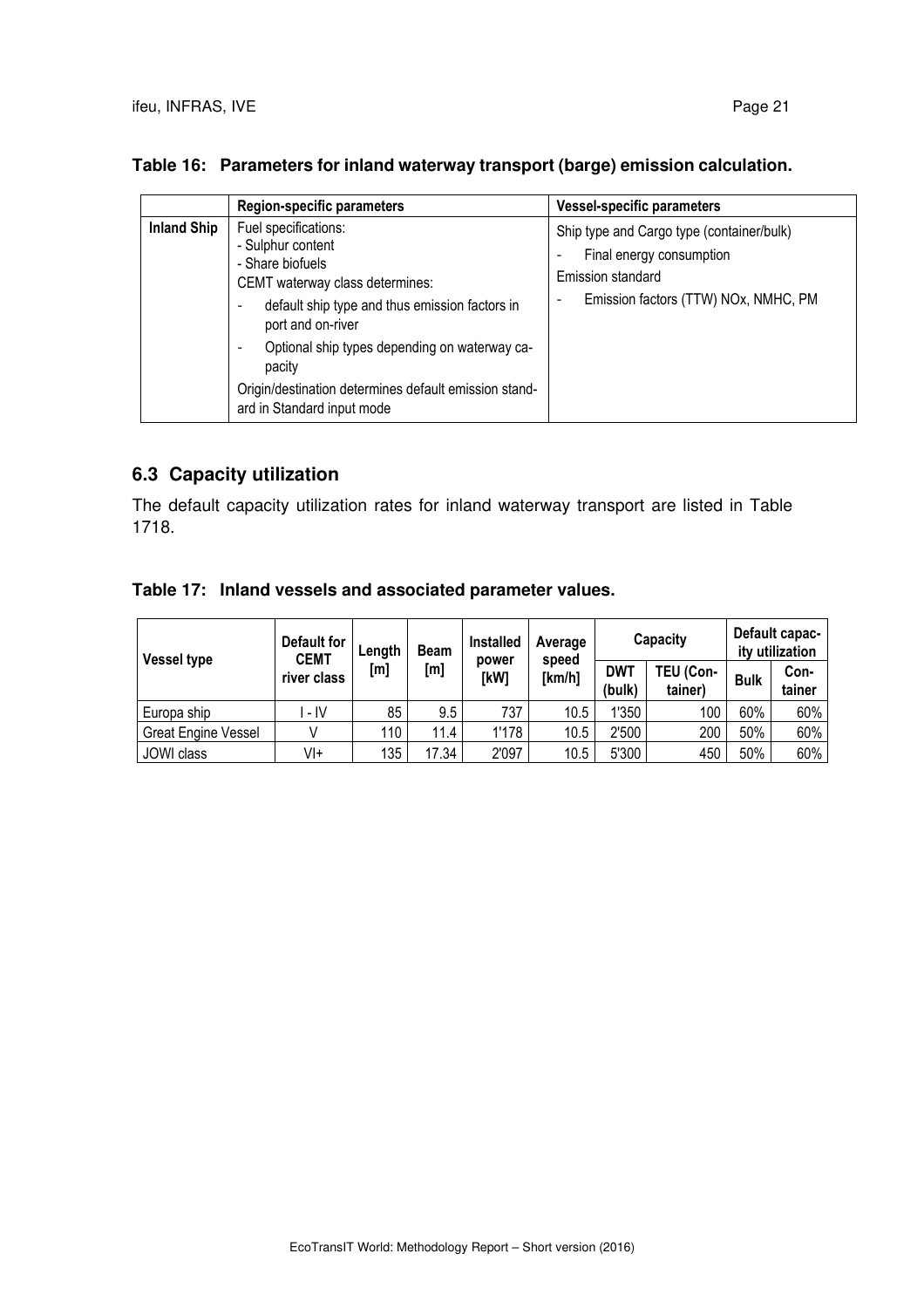**Table 16: Parameters for inland waterway transport (barge) emission calculation.**

| | Region-specific parameters | Vessel-specific parameters |
|---|---|---|
| **Inland Ship** | Fuel specifications:<br>- Sulphur content<br>- Share biofuels<br>CEMT waterway class determines:<br>- default ship type and thus emission factors in port and on-river<br>- Optional ship types depending on waterway capacity<br>Origin/destination determines default emission standard in Standard input mode | Ship type and Cargo type (container/bulk)<br>- Final energy consumption<br>Emission standard<br>- Emission factors (TTW) NOx, NMHC, PM |

## 6.3 Capacity utilization

The default capacity utilization rates for inland waterway transport are listed in Table 1718.

**Table 17: Inland vessels and associated parameter values.**

| Vessel type | Default for CEMT river class | Length [m] | Beam [m] | Installed power [kW] | Average speed [km/h] | Capacity | | Default capacity utilization | |
|---|---|---|---|---|---|---|---|---|---|
| | | | | | | DWT (bulk) | TEU (Container) | Bulk | Container |
| Europa ship | I - IV | 85 | 9.5 | 737 | 10.5 | 1'350 | 100 | 60% | 60% |
| Great Engine Vessel | V | 110 | 11.4 | 1'178 | 10.5 | 2'500 | 200 | 50% | 60% |
| JOWI class | VI+ | 135 | 17.34 | 2'097 | 10.5 | 5'300 | 450 | 50% | 60% |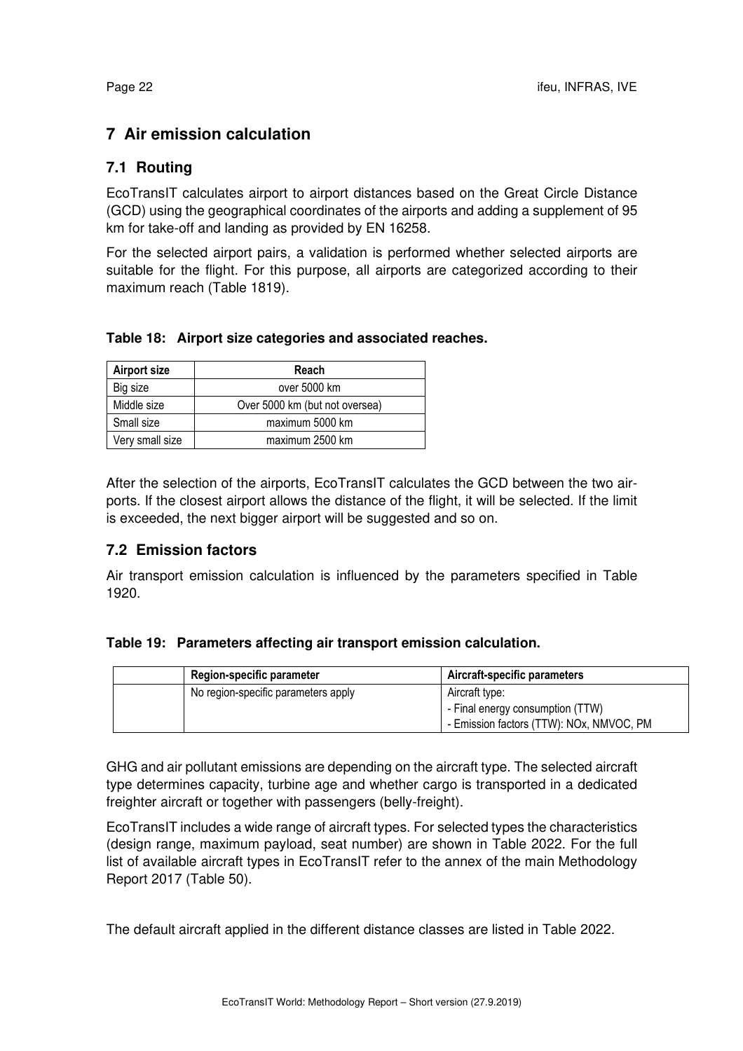# 7 Air emission calculation

## 7.1 Routing

EcoTransIT calculates airport to airport distances based on the Great Circle Distance (GCD) using the geographical coordinates of the airports and adding a supplement of 95 km for take-off and landing as provided by EN 16258.

For the selected airport pairs, a validation is performed whether selected airports are suitable for the flight. For this purpose, all airports are categorized according to their maximum reach (Table 1819).

**Table 18: Airport size categories and associated reaches.**

| Airport size | Reach |
| --- | --- |
| Big size | over 5000 km |
| Middle size | Over 5000 km (but not oversea) |
| Small size | maximum 5000 km |
| Very small size | maximum 2500 km |

After the selection of the airports, EcoTransIT calculates the GCD between the two airports. If the closest airport allows the distance of the flight, it will be selected. If the limit is exceeded, the next bigger airport will be suggested and so on.

## 7.2 Emission factors

Air transport emission calculation is influenced by the parameters specified in Table 1920.

**Table 19: Parameters affecting air transport emission calculation.**

| | Region-specific parameter | Aircraft-specific parameters |
| --- | --- | --- |
| | No region-specific parameters apply | Aircraft type:<br>- Final energy consumption (TTW)<br>- Emission factors (TTW): NOx, NMVOC, PM |

GHG and air pollutant emissions are depending on the aircraft type. The selected aircraft type determines capacity, turbine age and whether cargo is transported in a dedicated freighter aircraft or together with passengers (belly-freight).

EcoTransIT includes a wide range of aircraft types. For selected types the characteristics (design range, maximum payload, seat number) are shown in Table 2022. For the full list of available aircraft types in EcoTransIT refer to the annex of the main Methodology Report 2017 (Table 50).

The default aircraft applied in the different distance classes are listed in Table 2022.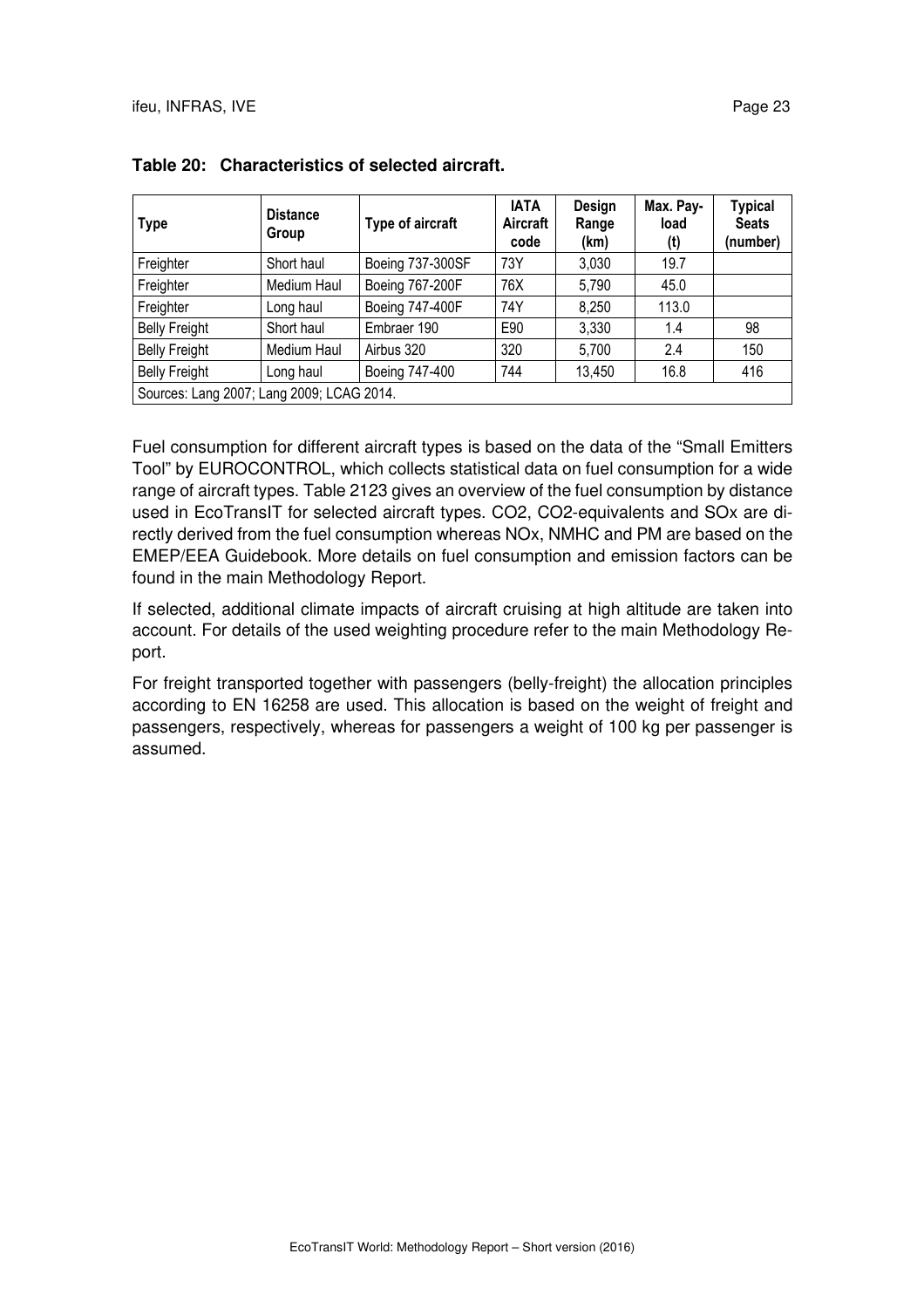**Table 20: Characteristics of selected aircraft.**

| Type | Distance Group | Type of aircraft | IATA Aircraft code | Design Range (km) | Max. Pay-load (t) | Typical Seats (number) |
|---|---|---|---|---|---|---|
| Freighter | Short haul | Boeing 737-300SF | 73Y | 3,030 | 19.7 | |
| Freighter | Medium Haul | Boeing 767-200F | 76X | 5,790 | 45.0 | |
| Freighter | Long haul | Boeing 747-400F | 74Y | 8,250 | 113.0 | |
| Belly Freight | Short haul | Embraer 190 | E90 | 3,330 | 1.4 | 98 |
| Belly Freight | Medium Haul | Airbus 320 | 320 | 5,700 | 2.4 | 150 |
| Belly Freight | Long haul | Boeing 747-400 | 744 | 13,450 | 16.8 | 416 |
| Sources: Lang 2007; Lang 2009; LCAG 2014. | | | | | | |

Fuel consumption for different aircraft types is based on the data of the "Small Emitters Tool" by EUROCONTROL, which collects statistical data on fuel consumption for a wide range of aircraft types. Table 2123 gives an overview of the fuel consumption by distance used in EcoTransIT for selected aircraft types. $CO_2$, $CO_2$-equivalents and $SO_x$ are directly derived from the fuel consumption whereas $NO_x$, NMHC and PM are based on the EMEP/EEA Guidebook. More details on fuel consumption and emission factors can be found in the main Methodology Report.

If selected, additional climate impacts of aircraft cruising at high altitude are taken into account. For details of the used weighting procedure refer to the main Methodology Report.

For freight transported together with passengers (belly-freight) the allocation principles according to EN 16258 are used. This allocation is based on the weight of freight and passengers, respectively, whereas for passengers a weight of 100 kg per passenger is assumed.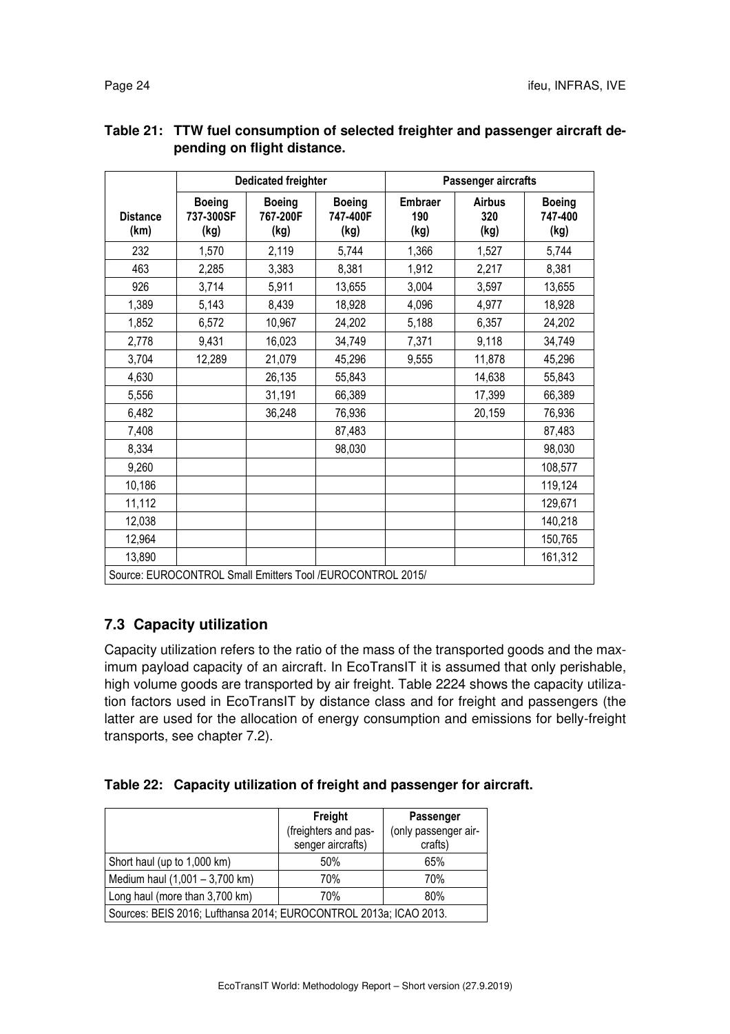**Table 21: TTW fuel consumption of selected freighter and passenger aircraft depending on flight distance.**

| | Dedicated freighter | | | Passenger aircrafts | | |
|---|---|---|---|---|---|---|
| Distance (km) | Boeing 737-300SF (kg) | Boeing 767-200F (kg) | Boeing 747-400F (kg) | Embraer 190 (kg) | Airbus 320 (kg) | Boeing 747-400 (kg) |
| 232 | 1,570 | 2,119 | 5,744 | 1,366 | 1,527 | 5,744 |
| 463 | 2,285 | 3,383 | 8,381 | 1,912 | 2,217 | 8,381 |
| 926 | 3,714 | 5,911 | 13,655 | 3,004 | 3,597 | 13,655 |
| 1,389 | 5,143 | 8,439 | 18,928 | 4,096 | 4,977 | 18,928 |
| 1,852 | 6,572 | 10,967 | 24,202 | 5,188 | 6,357 | 24,202 |
| 2,778 | 9,431 | 16,023 | 34,749 | 7,371 | 9,118 | 34,749 |
| 3,704 | 12,289 | 21,079 | 45,296 | 9,555 | 11,878 | 45,296 |
| 4,630 | | 26,135 | 55,843 | | 14,638 | 55,843 |
| 5,556 | | 31,191 | 66,389 | | 17,399 | 66,389 |
| 6,482 | | 36,248 | 76,936 | | 20,159 | 76,936 |
| 7,408 | | | 87,483 | | | 87,483 |
| 8,334 | | | 98,030 | | | 98,030 |
| 9,260 | | | | | | 108,577 |
| 10,186 | | | | | | 119,124 |
| 11,112 | | | | | | 129,671 |
| 12,038 | | | | | | 140,218 |
| 12,964 | | | | | | 150,765 |
| 13,890 | | | | | | 161,312 |

Source: EUROCONTROL Small Emitters Tool /EUROCONTROL 2015/

## 7.3 Capacity utilization

Capacity utilization refers to the ratio of the mass of the transported goods and the maximum payload capacity of an aircraft. In EcoTransIT it is assumed that only perishable, high volume goods are transported by air freight. Table 2224 shows the capacity utilization factors used in EcoTransIT by distance class and for freight and passengers (the latter are used for the allocation of energy consumption and emissions for belly-freight transports, see chapter 7.2).

**Table 22: Capacity utilization of freight and passenger for aircraft.**

| | Freight (freighters and passenger aircrafts) | Passenger (only passenger aircrafts) |
|---|---|---|
| Short haul (up to 1,000 km) | 50% | 65% |
| Medium haul (1,001 – 3,700 km) | 70% | 70% |
| Long haul (more than 3,700 km) | 70% | 80% |

Sources: BEIS 2016; Lufthansa 2014; EUROCONTROL 2013a; ICAO 2013.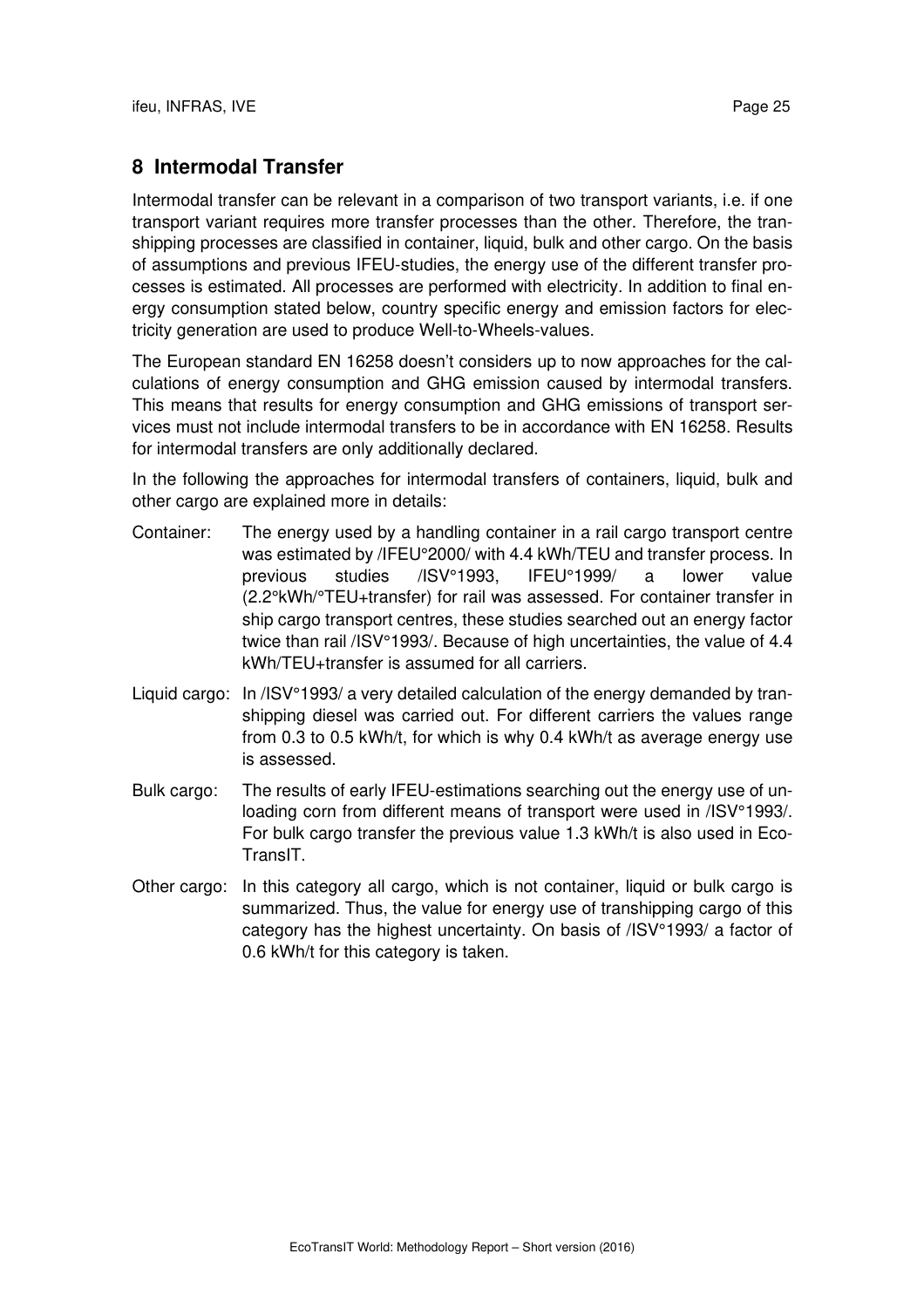## 8 Intermodal Transfer

Intermodal transfer can be relevant in a comparison of two transport variants, i.e. if one transport variant requires more transfer processes than the other. Therefore, the transhipping processes are classified in container, liquid, bulk and other cargo. On the basis of assumptions and previous IFEU-studies, the energy use of the different transfer processes is estimated. All processes are performed with electricity. In addition to final energy consumption stated below, country specific energy and emission factors for electricity generation are used to produce Well-to-Wheels-values.

The European standard EN 16258 doesn't considers up to now approaches for the calculations of energy consumption and GHG emission caused by intermodal transfers. This means that results for energy consumption and GHG emissions of transport services must not include intermodal transfers to be in accordance with EN 16258. Results for intermodal transfers are only additionally declared.

In the following the approaches for intermodal transfers of containers, liquid, bulk and other cargo are explained more in details:

- Container: The energy used by a handling container in a rail cargo transport centre was estimated by /IFEU°2000/ with 4.4 kWh/TEU and transfer process. In previous studies /ISV°1993, IFEU°1999/ a lower value (2.2°kWh/°TEU+transfer) for rail was assessed. For container transfer in ship cargo transport centres, these studies searched out an energy factor twice than rail /ISV°1993/. Because of high uncertainties, the value of 4.4 kWh/TEU+transfer is assumed for all carriers.
- Liquid cargo: In /ISV°1993/ a very detailed calculation of the energy demanded by transhipping diesel was carried out. For different carriers the values range from 0.3 to 0.5 kWh/t, for which is why 0.4 kWh/t as average energy use is assessed.
- Bulk cargo: The results of early IFEU-estimations searching out the energy use of unloading corn from different means of transport were used in /ISV°1993/. For bulk cargo transfer the previous value 1.3 kWh/t is also used in EcoTransIT.
- Other cargo: In this category all cargo, which is not container, liquid or bulk cargo is summarized. Thus, the value for energy use of transhipping cargo of this category has the highest uncertainty. On basis of /ISV°1993/ a factor of 0.6 kWh/t for this category is taken.